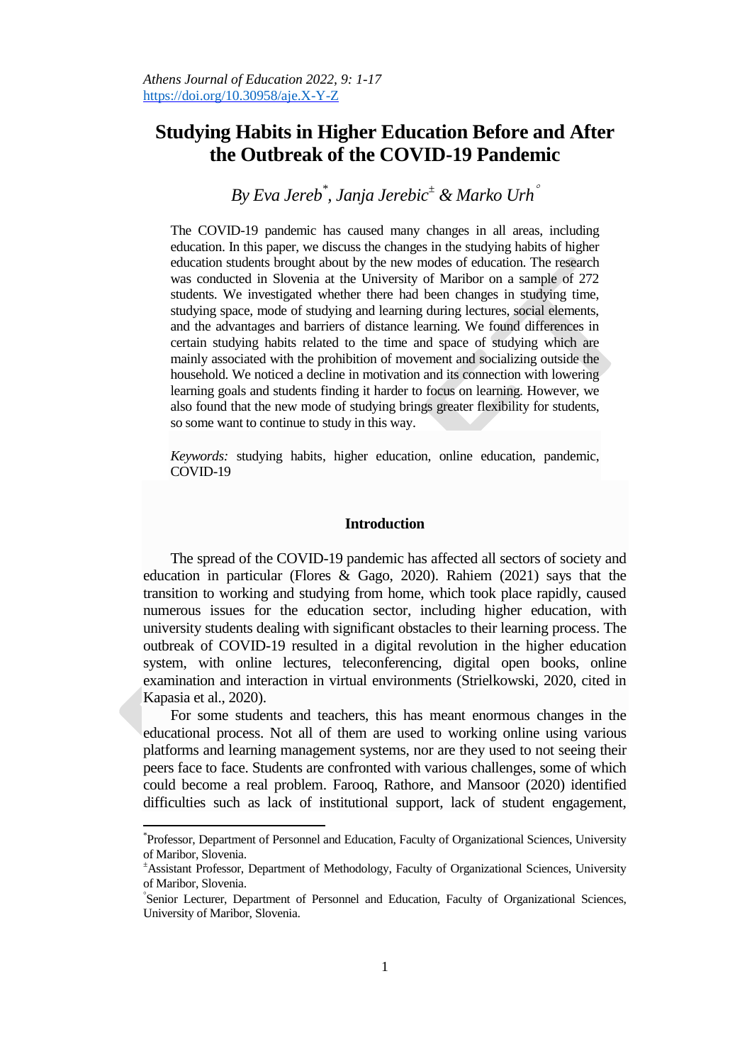# Studying Habits in Higher Education Before and After the Outbreak of the COVID-19 Pandemic

*By Eva Jereb[*], Janja Jerebic[±] & Marko Urh[°]*

The COVID-19 pandemic has caused many changes in all areas, including education. In this paper, we discuss the changes in the studying habits of higher education students brought about by the new modes of education. The research was conducted in Slovenia at the University of Maribor on a sample of 272 students. We investigated whether there had been changes in studying time, studying space, mode of studying and learning during lectures, social elements, and the advantages and barriers of distance learning. We found differences in certain studying habits related to the time and space of studying which are mainly associated with the prohibition of movement and socializing outside the household. We noticed a decline in motivation and its connection with lowering learning goals and students finding it harder to focus on learning. However, we also found that the new mode of studying brings greater flexibility for students, so some want to continue to study in this way.

*Keywords:* studying habits, higher education, online education, pandemic, COVID-19

## Introduction

The spread of the COVID-19 pandemic has affected all sectors of society and education in particular (Flores & Gago, 2020). Rahiem (2021) says that the transition to working and studying from home, which took place rapidly, caused numerous issues for the education sector, including higher education, with university students dealing with significant obstacles to their learning process. The outbreak of COVID-19 resulted in a digital revolution in the higher education system, with online lectures, teleconferencing, digital open books, online examination and interaction in virtual environments (Strielkowski, 2020, cited in Kapasia et al., 2020).

For some students and teachers, this has meant enormous changes in the educational process. Not all of them are used to working online using various platforms and learning management systems, nor are they used to not seeing their peers face to face. Students are confronted with various challenges, some of which could become a real problem. Farooq, Rathore, and Mansoor (2020) identified difficulties such as lack of institutional support, lack of student engagement,

---

[*] Professor, Department of Personnel and Education, Faculty of Organizational Sciences, University of Maribor, Slovenia.

[±] Assistant Professor, Department of Methodology, Faculty of Organizational Sciences, University of Maribor, Slovenia.

[°] Senior Lecturer, Department of Personnel and Education, Faculty of Organizational Sciences, University of Maribor, Slovenia.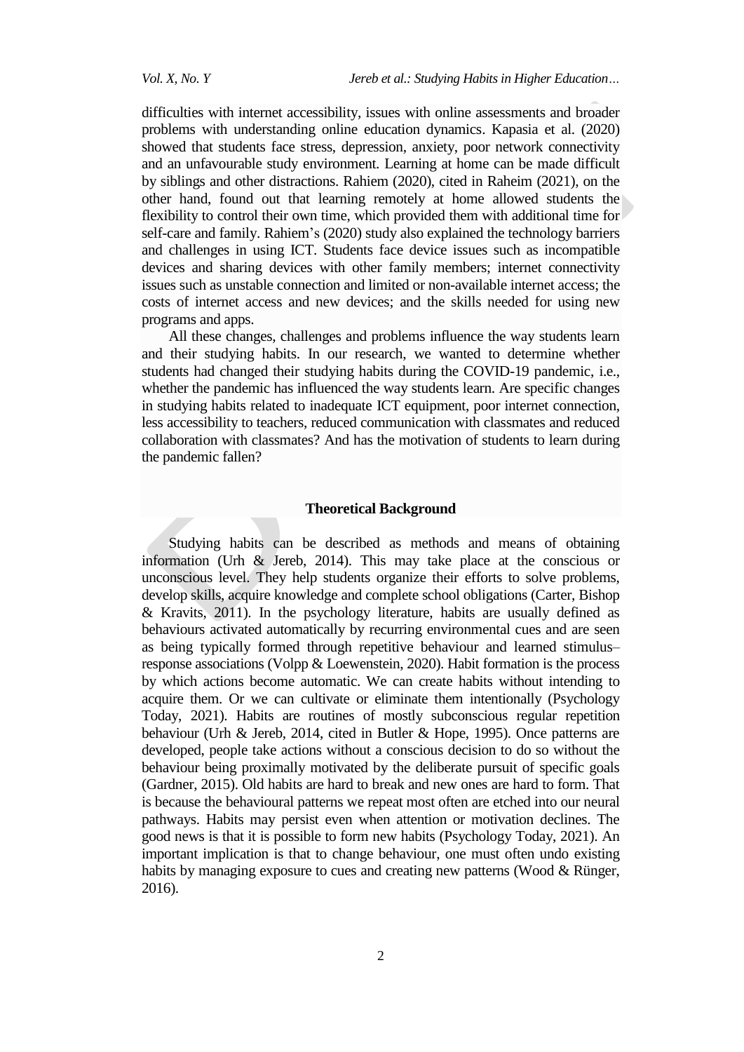difficulties with internet accessibility, issues with online assessments and broader problems with understanding online education dynamics. Kapasia et al. (2020) showed that students face stress, depression, anxiety, poor network connectivity and an unfavourable study environment. Learning at home can be made difficult by siblings and other distractions. Rahiem (2020), cited in Raheim (2021), on the other hand, found out that learning remotely at home allowed students the flexibility to control their own time, which provided them with additional time for self-care and family. Rahiem's (2020) study also explained the technology barriers and challenges in using ICT. Students face device issues such as incompatible devices and sharing devices with other family members; internet connectivity issues such as unstable connection and limited or non-available internet access; the costs of internet access and new devices; and the skills needed for using new programs and apps.

All these changes, challenges and problems influence the way students learn and their studying habits. In our research, we wanted to determine whether students had changed their studying habits during the COVID-19 pandemic, i.e., whether the pandemic has influenced the way students learn. Are specific changes in studying habits related to inadequate ICT equipment, poor internet connection, less accessibility to teachers, reduced communication with classmates and reduced collaboration with classmates? And has the motivation of students to learn during the pandemic fallen?

## Theoretical Background

Studying habits can be described as methods and means of obtaining information (Urh & Jereb, 2014). This may take place at the conscious or unconscious level. They help students organize their efforts to solve problems, develop skills, acquire knowledge and complete school obligations (Carter, Bishop & Kravits, 2011). In the psychology literature, habits are usually defined as behaviours activated automatically by recurring environmental cues and are seen as being typically formed through repetitive behaviour and learned stimulus–response associations (Volpp & Loewenstein, 2020). Habit formation is the process by which actions become automatic. We can create habits without intending to acquire them. Or we can cultivate or eliminate them intentionally (Psychology Today, 2021). Habits are routines of mostly subconscious regular repetition behaviour (Urh & Jereb, 2014, cited in Butler & Hope, 1995). Once patterns are developed, people take actions without a conscious decision to do so without the behaviour being proximally motivated by the deliberate pursuit of specific goals (Gardner, 2015). Old habits are hard to break and new ones are hard to form. That is because the behavioural patterns we repeat most often are etched into our neural pathways. Habits may persist even when attention or motivation declines. The good news is that it is possible to form new habits (Psychology Today, 2021). An important implication is that to change behaviour, one must often undo existing habits by managing exposure to cues and creating new patterns (Wood & Rünger, 2016).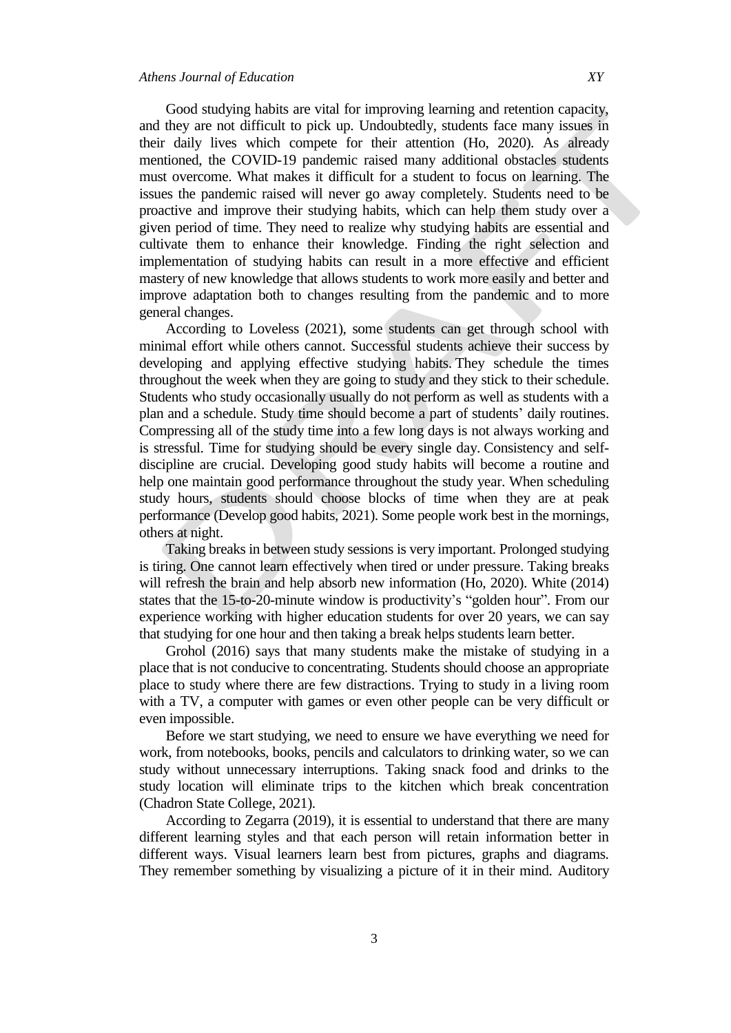Good studying habits are vital for improving learning and retention capacity, and they are not difficult to pick up. Undoubtedly, students face many issues in their daily lives which compete for their attention (Ho, 2020). As already mentioned, the COVID-19 pandemic raised many additional obstacles students must overcome. What makes it difficult for a student to focus on learning. The issues the pandemic raised will never go away completely. Students need to be proactive and improve their studying habits, which can help them study over a given period of time. They need to realize why studying habits are essential and cultivate them to enhance their knowledge. Finding the right selection and implementation of studying habits can result in a more effective and efficient mastery of new knowledge that allows students to work more easily and better and improve adaptation both to changes resulting from the pandemic and to more general changes.

According to Loveless (2021), some students can get through school with minimal effort while others cannot. Successful students achieve their success by developing and applying effective studying habits. They schedule the times throughout the week when they are going to study and they stick to their schedule. Students who study occasionally usually do not perform as well as students with a plan and a schedule. Study time should become a part of students' daily routines. Compressing all of the study time into a few long days is not always working and is stressful. Time for studying should be every single day. Consistency and self-discipline are crucial. Developing good study habits will become a routine and help one maintain good performance throughout the study year. When scheduling study hours, students should choose blocks of time when they are at peak performance (Develop good habits, 2021). Some people work best in the mornings, others at night.

Taking breaks in between study sessions is very important. Prolonged studying is tiring. One cannot learn effectively when tired or under pressure. Taking breaks will refresh the brain and help absorb new information (Ho, 2020). White (2014) states that the 15-to-20-minute window is productivity's "golden hour". From our experience working with higher education students for over 20 years, we can say that studying for one hour and then taking a break helps students learn better.

Grohol (2016) says that many students make the mistake of studying in a place that is not conducive to concentrating. Students should choose an appropriate place to study where there are few distractions. Trying to study in a living room with a TV, a computer with games or even other people can be very difficult or even impossible.

Before we start studying, we need to ensure we have everything we need for work, from notebooks, books, pencils and calculators to drinking water, so we can study without unnecessary interruptions. Taking snack food and drinks to the study location will eliminate trips to the kitchen which break concentration (Chadron State College, 2021).

According to Zegarra (2019), it is essential to understand that there are many different learning styles and that each person will retain information better in different ways. Visual learners learn best from pictures, graphs and diagrams. They remember something by visualizing a picture of it in their mind. Auditory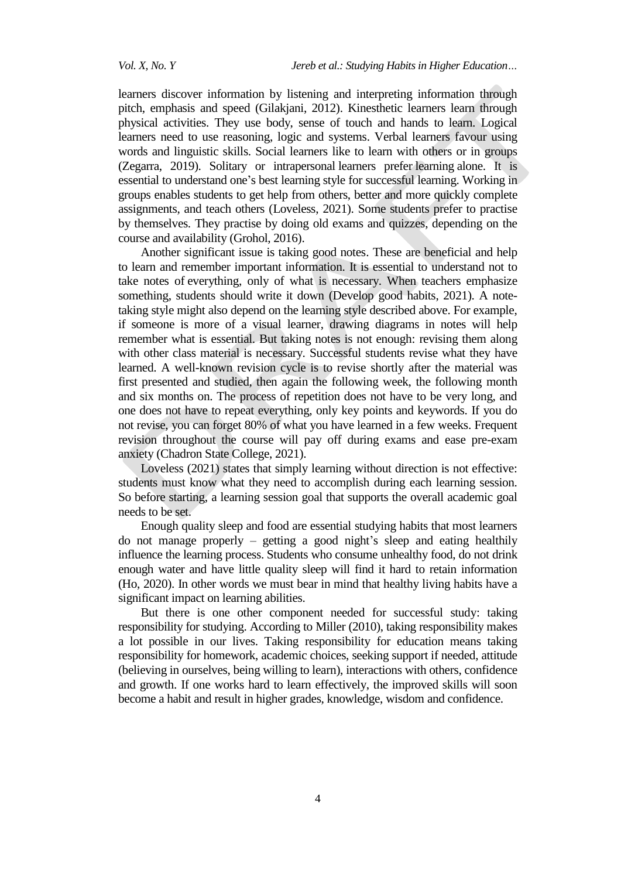learners discover information by listening and interpreting information through pitch, emphasis and speed (Gilakjani, 2012). Kinesthetic learners learn through physical activities. They use body, sense of touch and hands to learn. Logical learners need to use reasoning, logic and systems. Verbal learners favour using words and linguistic skills. Social learners like to learn with others or in groups (Zegarra, 2019). Solitary or intrapersonal learners prefer learning alone. It is essential to understand one's best learning style for successful learning. Working in groups enables students to get help from others, better and more quickly complete assignments, and teach others (Loveless, 2021). Some students prefer to practise by themselves. They practise by doing old exams and quizzes, depending on the course and availability (Grohol, 2016).

Another significant issue is taking good notes. These are beneficial and help to learn and remember important information. It is essential to understand not to take notes of everything, only of what is necessary. When teachers emphasize something, students should write it down (Develop good habits, 2021). A note-taking style might also depend on the learning style described above. For example, if someone is more of a visual learner, drawing diagrams in notes will help remember what is essential. But taking notes is not enough: revising them along with other class material is necessary. Successful students revise what they have learned. A well-known revision cycle is to revise shortly after the material was first presented and studied, then again the following week, the following month and six months on. The process of repetition does not have to be very long, and one does not have to repeat everything, only key points and keywords. If you do not revise, you can forget 80% of what you have learned in a few weeks. Frequent revision throughout the course will pay off during exams and ease pre-exam anxiety (Chadron State College, 2021).

Loveless (2021) states that simply learning without direction is not effective: students must know what they need to accomplish during each learning session. So before starting, a learning session goal that supports the overall academic goal needs to be set.

Enough quality sleep and food are essential studying habits that most learners do not manage properly – getting a good night's sleep and eating healthily influence the learning process. Students who consume unhealthy food, do not drink enough water and have little quality sleep will find it hard to retain information (Ho, 2020). In other words we must bear in mind that healthy living habits have a significant impact on learning abilities.

But there is one other component needed for successful study: taking responsibility for studying. According to Miller (2010), taking responsibility makes a lot possible in our lives. Taking responsibility for education means taking responsibility for homework, academic choices, seeking support if needed, attitude (believing in ourselves, being willing to learn), interactions with others, confidence and growth. If one works hard to learn effectively, the improved skills will soon become a habit and result in higher grades, knowledge, wisdom and confidence.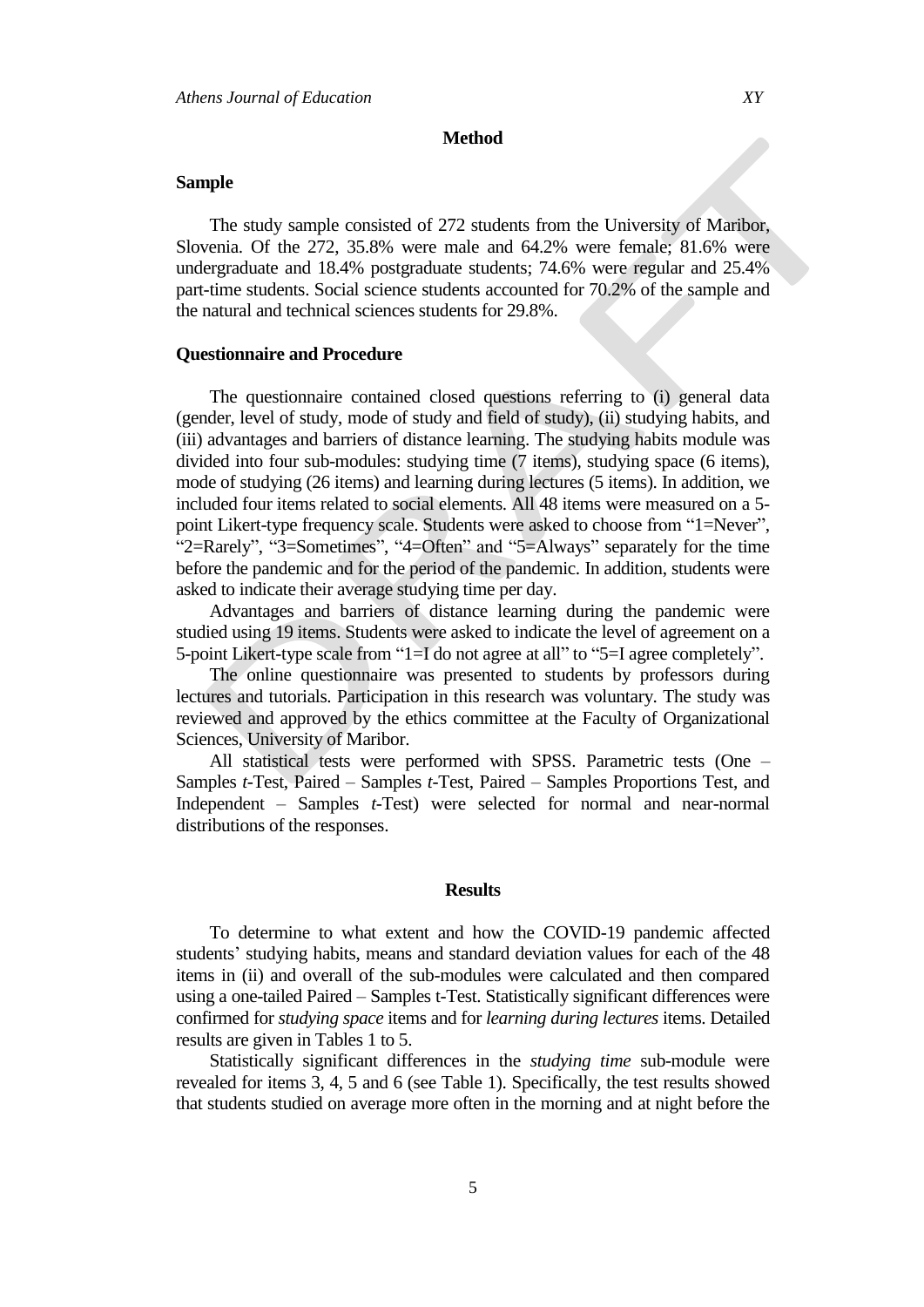## Method

### Sample

The study sample consisted of 272 students from the University of Maribor, Slovenia. Of the 272, 35.8% were male and 64.2% were female; 81.6% were undergraduate and 18.4% postgraduate students; 74.6% were regular and 25.4% part-time students. Social science students accounted for 70.2% of the sample and the natural and technical sciences students for 29.8%.

### Questionnaire and Procedure

The questionnaire contained closed questions referring to (i) general data (gender, level of study, mode of study and field of study), (ii) studying habits, and (iii) advantages and barriers of distance learning. The studying habits module was divided into four sub-modules: studying time (7 items), studying space (6 items), mode of studying (26 items) and learning during lectures (5 items). In addition, we included four items related to social elements. All 48 items were measured on a 5-point Likert-type frequency scale. Students were asked to choose from "1=Never", "2=Rarely", "3=Sometimes", "4=Often" and "5=Always" separately for the time before the pandemic and for the period of the pandemic. In addition, students were asked to indicate their average studying time per day.

Advantages and barriers of distance learning during the pandemic were studied using 19 items. Students were asked to indicate the level of agreement on a 5-point Likert-type scale from "1=I do not agree at all" to "5=I agree completely".

The online questionnaire was presented to students by professors during lectures and tutorials. Participation in this research was voluntary. The study was reviewed and approved by the ethics committee at the Faculty of Organizational Sciences, University of Maribor.

All statistical tests were performed with SPSS. Parametric tests (One – Samples *t*-Test, Paired – Samples *t*-Test, Paired – Samples Proportions Test, and Independent – Samples *t*-Test) were selected for normal and near-normal distributions of the responses.

## Results

To determine to what extent and how the COVID-19 pandemic affected students' studying habits, means and standard deviation values for each of the 48 items in (ii) and overall of the sub-modules were calculated and then compared using a one-tailed Paired – Samples t-Test. Statistically significant differences were confirmed for *studying space* items and for *learning during lectures* items. Detailed results are given in Tables 1 to 5.

Statistically significant differences in the *studying time* sub-module were revealed for items 3, 4, 5 and 6 (see Table 1). Specifically, the test results showed that students studied on average more often in the morning and at night before the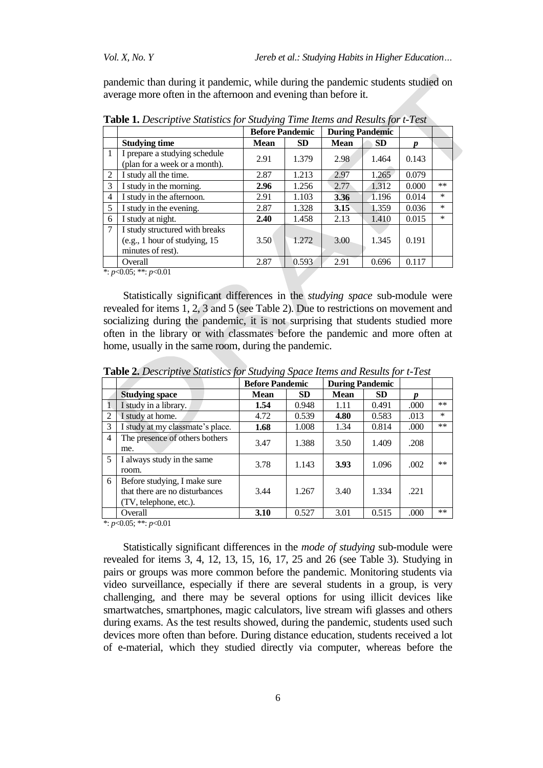pandemic than during it pandemic, while during the pandemic students studied on average more often in the afternoon and evening than before it.

**Table 1.** *Descriptive Statistics for Studying Time Items and Results for t-Test*

| | | Before Pandemic | | During Pandemic | | | |
|---|---|---|---|---|---|---|---|
| | **Studying time** | **Mean** | **SD** | **Mean** | **SD** | ***p*** | |
| 1 | I prepare a studying schedule (plan for a week or a month). | 2.91 | 1.379 | 2.98 | 1.464 | 0.143 | |
| 2 | I study all the time. | 2.87 | 1.213 | 2.97 | 1.265 | 0.079 | |
| 3 | I study in the morning. | **2.96** | 1.256 | 2.77 | 1.312 | 0.000 | ** |
| 4 | I study in the afternoon. | 2.91 | 1.103 | **3.36** | 1.196 | 0.014 | * |
| 5 | I study in the evening. | 2.87 | 1.328 | **3.15** | 1.359 | 0.036 | * |
| 6 | I study at night. | **2.40** | 1.458 | 2.13 | 1.410 | 0.015 | * |
| 7 | I study structured with breaks (e.g., 1 hour of studying, 15 minutes of rest). | 3.50 | 1.272 | 3.00 | 1.345 | 0.191 | |
| | Overall | 2.87 | 0.593 | 2.91 | 0.696 | 0.117 | |

*: $p<0.05$; **: $p<0.01$

Statistically significant differences in the *studying space* sub-module were revealed for items 1, 2, 3 and 5 (see Table 2). Due to restrictions on movement and socializing during the pandemic, it is not surprising that students studied more often in the library or with classmates before the pandemic and more often at home, usually in the same room, during the pandemic.

**Table 2.** *Descriptive Statistics for Studying Space Items and Results for t-Test*

| | | Before Pandemic | | During Pandemic | | | |
|---|---|---|---|---|---|---|---|
| | **Studying space** | **Mean** | **SD** | **Mean** | **SD** | ***p*** | |
| 1 | I study in a library. | **1.54** | 0.948 | 1.11 | 0.491 | .000 | ** |
| 2 | I study at home. | 4.72 | 0.539 | **4.80** | 0.583 | .013 | * |
| 3 | I study at my classmate's place. | **1.68** | 1.008 | 1.34 | 0.814 | .000 | ** |
| 4 | The presence of others bothers me. | 3.47 | 1.388 | 3.50 | 1.409 | .208 | |
| 5 | I always study in the same room. | 3.78 | 1.143 | **3.93** | 1.096 | .002 | ** |
| 6 | Before studying, I make sure that there are no disturbances (TV, telephone, etc.). | 3.44 | 1.267 | 3.40 | 1.334 | .221 | |
| | Overall | **3.10** | 0.527 | 3.01 | 0.515 | .000 | ** |

*: $p<0.05$; **: $p<0.01$

Statistically significant differences in the *mode of studying* sub-module were revealed for items 3, 4, 12, 13, 15, 16, 17, 25 and 26 (see Table 3). Studying in pairs or groups was more common before the pandemic. Monitoring students via video surveillance, especially if there are several students in a group, is very challenging, and there may be several options for using illicit devices like smartwatches, smartphones, magic calculators, live stream wifi glasses and others during exams. As the test results showed, during the pandemic, students used such devices more often than before. During distance education, students received a lot of e-material, which they studied directly via computer, whereas before the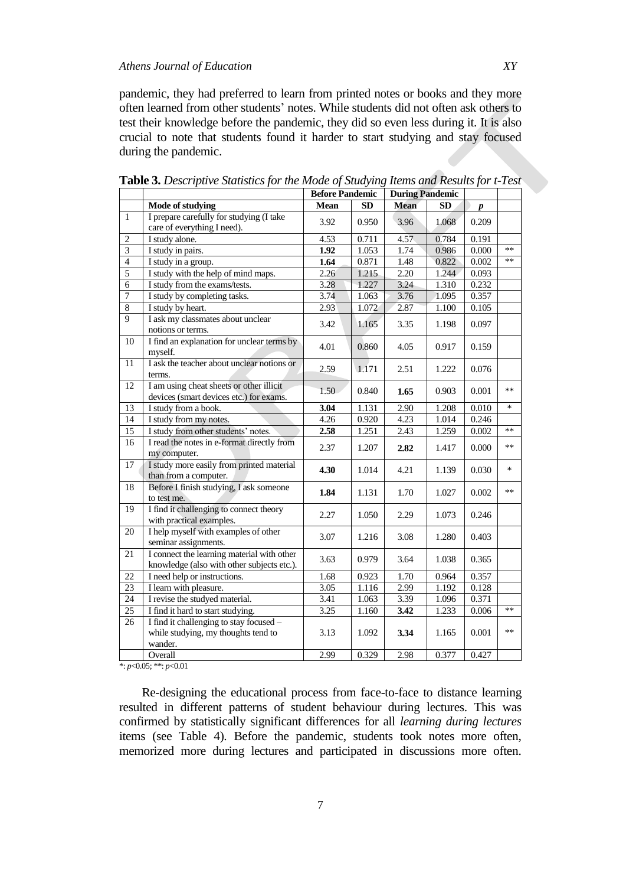pandemic, they had preferred to learn from printed notes or books and they more often learned from other students' notes. While students did not often ask others to test their knowledge before the pandemic, they did so even less during it. It is also crucial to note that students found it harder to start studying and stay focused during the pandemic.

**Table 3.** *Descriptive Statistics for the Mode of Studying Items and Results for t-Test*

| | | Before Pandemic | | During Pandemic | | | |
|---|---|---|---|---|---|---|---|
| | **Mode of studying** | **Mean** | **SD** | **Mean** | **SD** | ***p*** | |
| 1 | I prepare carefully for studying (I take care of everything I need). | 3.92 | 0.950 | 3.96 | 1.068 | 0.209 | |
| 2 | I study alone. | 4.53 | 0.711 | 4.57 | 0.784 | 0.191 | |
| 3 | I study in pairs. | **1.92** | 1.053 | 1.74 | 0.986 | 0.000 | ** |
| 4 | I study in a group. | **1.64** | 0.871 | 1.48 | 0.822 | 0.002 | ** |
| 5 | I study with the help of mind maps. | 2.26 | 1.215 | 2.20 | 1.244 | 0.093 | |
| 6 | I study from the exams/tests. | 3.28 | 1.227 | 3.24 | 1.310 | 0.232 | |
| 7 | I study by completing tasks. | 3.74 | 1.063 | 3.76 | 1.095 | 0.357 | |
| 8 | I study by heart. | 2.93 | 1.072 | 2.87 | 1.100 | 0.105 | |
| 9 | I ask my classmates about unclear notions or terms. | 3.42 | 1.165 | 3.35 | 1.198 | 0.097 | |
| 10 | I find an explanation for unclear terms by myself. | 4.01 | 0.860 | 4.05 | 0.917 | 0.159 | |
| 11 | I ask the teacher about unclear notions or terms. | 2.59 | 1.171 | 2.51 | 1.222 | 0.076 | |
| 12 | I am using cheat sheets or other illicit devices (smart devices etc.) for exams. | 1.50 | 0.840 | **1.65** | 0.903 | 0.001 | ** |
| 13 | I study from a book. | **3.04** | 1.131 | 2.90 | 1.208 | 0.010 | * |
| 14 | I study from my notes. | 4.26 | 0.920 | 4.23 | 1.014 | 0.246 | |
| 15 | I study from other students' notes. | **2.58** | 1.251 | 2.43 | 1.259 | 0.002 | ** |
| 16 | I read the notes in e-format directly from my computer. | 2.37 | 1.207 | **2.82** | 1.417 | 0.000 | ** |
| 17 | I study more easily from printed material than from a computer. | **4.30** | 1.014 | 4.21 | 1.139 | 0.030 | * |
| 18 | Before I finish studying, I ask someone to test me. | **1.84** | 1.131 | 1.70 | 1.027 | 0.002 | ** |
| 19 | I find it challenging to connect theory with practical examples. | 2.27 | 1.050 | 2.29 | 1.073 | 0.246 | |
| 20 | I help myself with examples of other seminar assignments. | 3.07 | 1.216 | 3.08 | 1.280 | 0.403 | |
| 21 | I connect the learning material with other knowledge (also with other subjects etc.). | 3.63 | 0.979 | 3.64 | 1.038 | 0.365 | |
| 22 | I need help or instructions. | 1.68 | 0.923 | 1.70 | 0.964 | 0.357 | |
| 23 | I learn with pleasure. | 3.05 | 1.116 | 2.99 | 1.192 | 0.128 | |
| 24 | I revise the studyed material. | 3.41 | 1.063 | 3.39 | 1.096 | 0.371 | |
| 25 | I find it hard to start studying. | 3.25 | 1.160 | **3.42** | 1.233 | 0.006 | ** |
| 26 | I find it challenging to stay focused – while studying, my thoughts tend to wander. | 3.13 | 1.092 | **3.34** | 1.165 | 0.001 | ** |
| | Overall | 2.99 | 0.329 | 2.98 | 0.377 | 0.427 | |

*: $p<0.05$; **: $p<0.01$

Re-designing the educational process from face-to-face to distance learning resulted in different patterns of student behaviour during lectures. This was confirmed by statistically significant differences for all *learning during lectures* items (see Table 4). Before the pandemic, students took notes more often, memorized more during lectures and participated in discussions more often.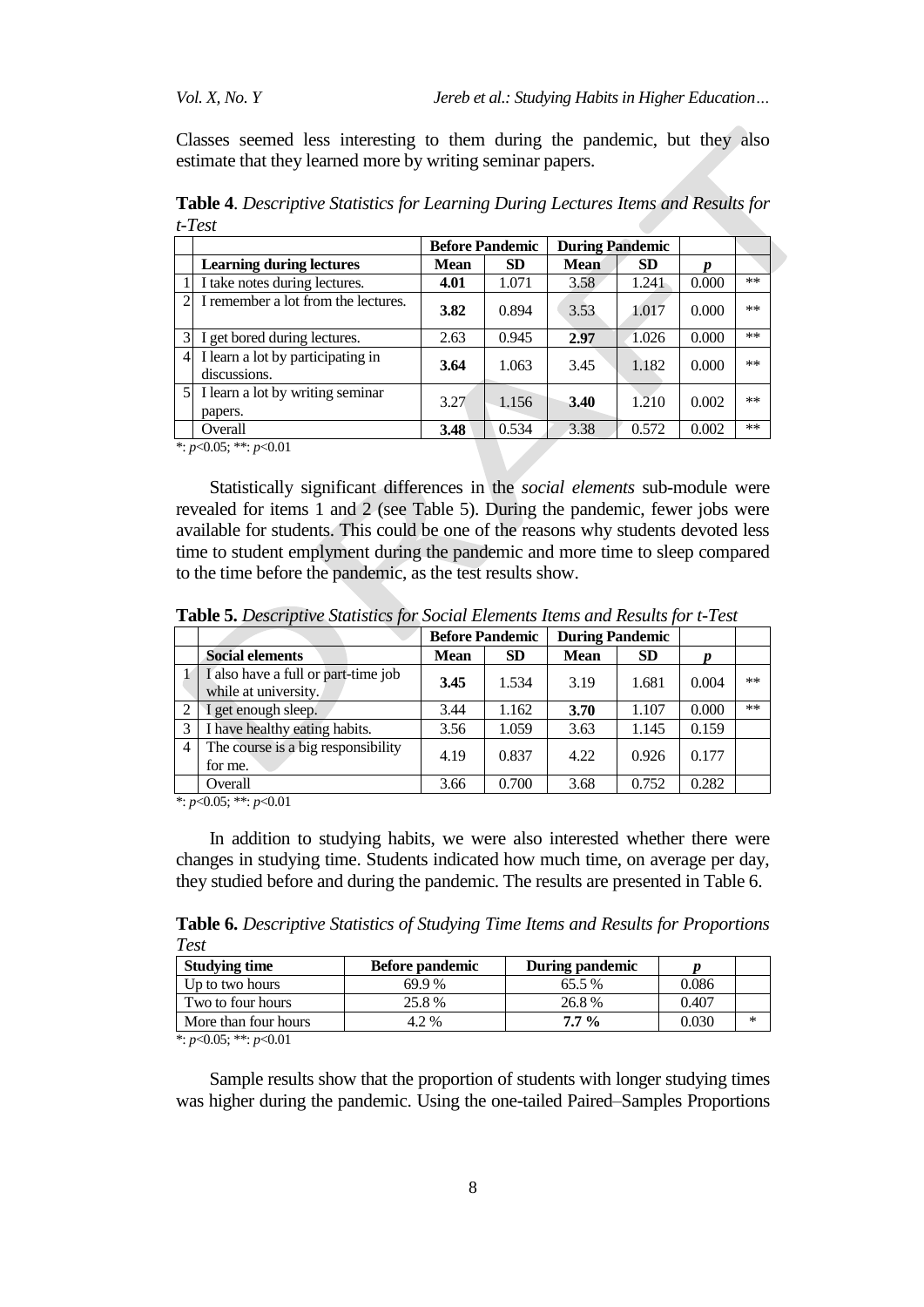Classes seemed less interesting to them during the pandemic, but they also estimate that they learned more by writing seminar papers.

**Table 4**. *Descriptive Statistics for Learning During Lectures Items and Results for t-Test*

| | | Before Pandemic | | During Pandemic | | | |
|---|---|---|---|---|---|---|---|
| | **Learning during lectures** | **Mean** | **SD** | **Mean** | **SD** | ***p*** | |
| 1 | I take notes during lectures. | **4.01** | 1.071 | 3.58 | 1.241 | 0.000 | ** |
| 2 | I remember a lot from the lectures. | **3.82** | 0.894 | 3.53 | 1.017 | 0.000 | ** |
| 3 | I get bored during lectures. | 2.63 | 0.945 | **2.97** | 1.026 | 0.000 | ** |
| 4 | I learn a lot by participating in discussions. | **3.64** | 1.063 | 3.45 | 1.182 | 0.000 | ** |
| 5 | I learn a lot by writing seminar papers. | 3.27 | 1.156 | **3.40** | 1.210 | 0.002 | ** |
| | Overall | **3.48** | 0.534 | 3.38 | 0.572 | 0.002 | ** |

*: $p<0.05$; **: $p<0.01$

Statistically significant differences in the *social elements* sub-module were revealed for items 1 and 2 (see Table 5). During the pandemic, fewer jobs were available for students. This could be one of the reasons why students devoted less time to student emplyment during the pandemic and more time to sleep compared to the time before the pandemic, as the test results show.

**Table 5.** *Descriptive Statistics for Social Elements Items and Results for t-Test*

| | | Before Pandemic | | During Pandemic | | | |
|---|---|---|---|---|---|---|---|
| | **Social elements** | **Mean** | **SD** | **Mean** | **SD** | ***p*** | |
| 1 | I also have a full or part-time job while at university. | **3.45** | 1.534 | 3.19 | 1.681 | 0.004 | ** |
| 2 | I get enough sleep. | 3.44 | 1.162 | **3.70** | 1.107 | 0.000 | ** |
| 3 | I have healthy eating habits. | 3.56 | 1.059 | 3.63 | 1.145 | 0.159 | |
| 4 | The course is a big responsibility for me. | 4.19 | 0.837 | 4.22 | 0.926 | 0.177 | |
| | Overall | 3.66 | 0.700 | 3.68 | 0.752 | 0.282 | |

*: $p<0.05$; **: $p<0.01$

In addition to studying habits, we were also interested whether there were changes in studying time. Students indicated how much time, on average per day, they studied before and during the pandemic. The results are presented in Table 6.

**Table 6.** *Descriptive Statistics of Studying Time Items and Results for Proportions Test*

| **Studying time** | **Before pandemic** | **During pandemic** | ***p*** | |
|---|---|---|---|---|
| Up to two hours | 69.9 % | 65.5 % | 0.086 | |
| Two to four hours | 25.8 % | 26.8 % | 0.407 | |
| More than four hours | 4.2 % | **7.7 %** | 0.030 | * |

*: $p<0.05$; **: $p<0.01$

Sample results show that the proportion of students with longer studying times was higher during the pandemic. Using the one-tailed Paired–Samples Proportions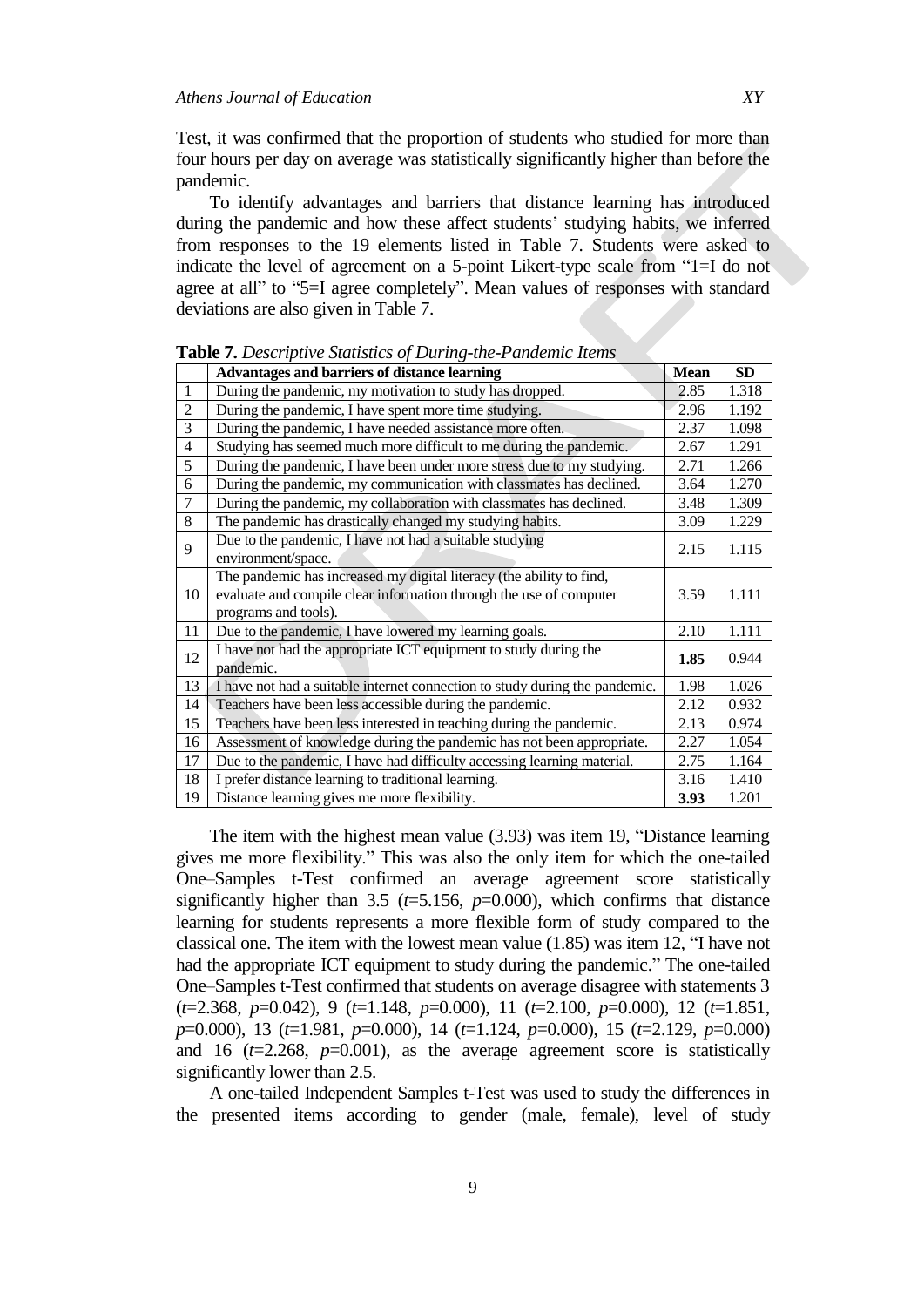Test, it was confirmed that the proportion of students who studied for more than four hours per day on average was statistically significantly higher than before the pandemic.

To identify advantages and barriers that distance learning has introduced during the pandemic and how these affect students' studying habits, we inferred from responses to the 19 elements listed in Table 7. Students were asked to indicate the level of agreement on a 5-point Likert-type scale from "1=I do not agree at all" to "5=I agree completely". Mean values of responses with standard deviations are also given in Table 7.

**Table 7.** *Descriptive Statistics of During-the-Pandemic Items*

| | Advantages and barriers of distance learning | Mean | SD |
|---|---|---|---|
| 1 | During the pandemic, my motivation to study has dropped. | 2.85 | 1.318 |
| 2 | During the pandemic, I have spent more time studying. | 2.96 | 1.192 |
| 3 | During the pandemic, I have needed assistance more often. | 2.37 | 1.098 |
| 4 | Studying has seemed much more difficult to me during the pandemic. | 2.67 | 1.291 |
| 5 | During the pandemic, I have been under more stress due to my studying. | 2.71 | 1.266 |
| 6 | During the pandemic, my communication with classmates has declined. | 3.64 | 1.270 |
| 7 | During the pandemic, my collaboration with classmates has declined. | 3.48 | 1.309 |
| 8 | The pandemic has drastically changed my studying habits. | 3.09 | 1.229 |
| 9 | Due to the pandemic, I have not had a suitable studying environment/space. | 2.15 | 1.115 |
| 10 | The pandemic has increased my digital literacy (the ability to find, evaluate and compile clear information through the use of computer programs and tools). | 3.59 | 1.111 |
| 11 | Due to the pandemic, I have lowered my learning goals. | 2.10 | 1.111 |
| 12 | I have not had the appropriate ICT equipment to study during the pandemic. | **1.85** | 0.944 |
| 13 | I have not had a suitable internet connection to study during the pandemic. | 1.98 | 1.026 |
| 14 | Teachers have been less accessible during the pandemic. | 2.12 | 0.932 |
| 15 | Teachers have been less interested in teaching during the pandemic. | 2.13 | 0.974 |
| 16 | Assessment of knowledge during the pandemic has not been appropriate. | 2.27 | 1.054 |
| 17 | Due to the pandemic, I have had difficulty accessing learning material. | 2.75 | 1.164 |
| 18 | I prefer distance learning to traditional learning. | 3.16 | 1.410 |
| 19 | Distance learning gives me more flexibility. | **3.93** | 1.201 |

The item with the highest mean value (3.93) was item 19, "Distance learning gives me more flexibility." This was also the only item for which the one-tailed One–Samples t-Test confirmed an average agreement score statistically significantly higher than 3.5 ($t$=5.156, $p$=0.000), which confirms that distance learning for students represents a more flexible form of study compared to the classical one. The item with the lowest mean value (1.85) was item 12, "I have not had the appropriate ICT equipment to study during the pandemic." The one-tailed One–Samples t-Test confirmed that students on average disagree with statements 3 ($t$=2.368, $p$=0.042), 9 ($t$=1.148, $p$=0.000), 11 ($t$=2.100, $p$=0.000), 12 ($t$=1.851, $p$=0.000), 13 ($t$=1.981, $p$=0.000), 14 ($t$=1.124, $p$=0.000), 15 ($t$=2.129, $p$=0.000) and 16 ($t$=2.268, $p$=0.001), as the average agreement score is statistically significantly lower than 2.5.

A one-tailed Independent Samples t-Test was used to study the differences in the presented items according to gender (male, female), level of study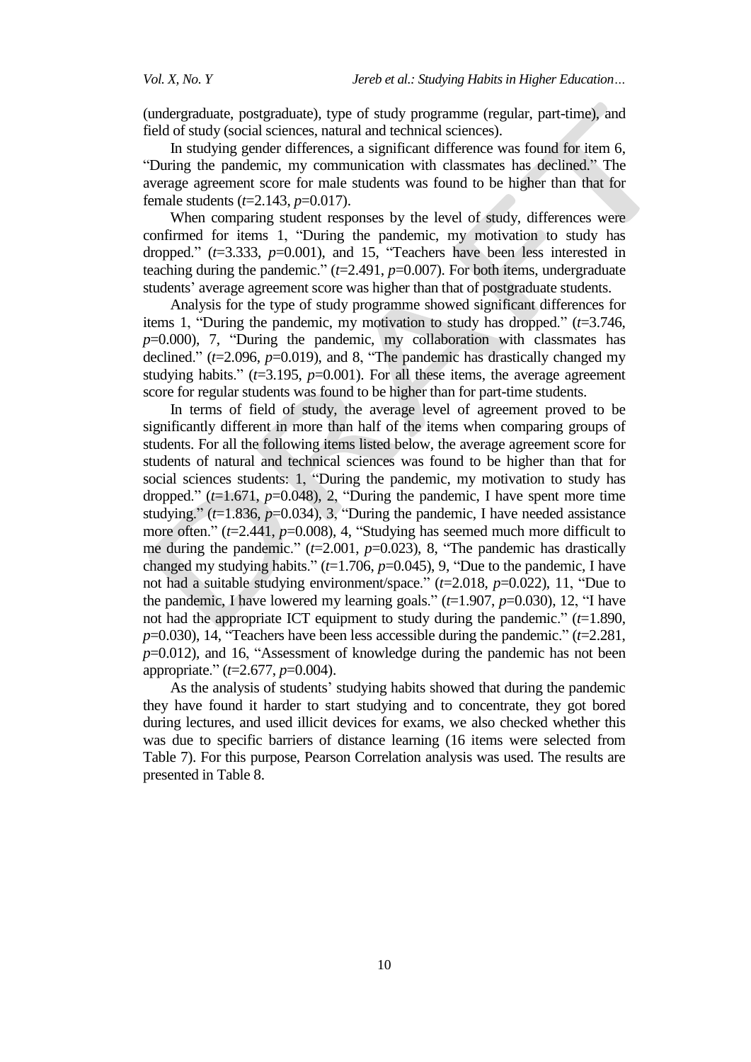(undergraduate, postgraduate), type of study programme (regular, part-time), and field of study (social sciences, natural and technical sciences).

In studying gender differences, a significant difference was found for item 6, "During the pandemic, my communication with classmates has declined." The average agreement score for male students was found to be higher than that for female students ($t$=2.143, $p$=0.017).

When comparing student responses by the level of study, differences were confirmed for items 1, "During the pandemic, my motivation to study has dropped." ($t$=3.333, $p$=0.001), and 15, "Teachers have been less interested in teaching during the pandemic." ($t$=2.491, $p$=0.007). For both items, undergraduate students' average agreement score was higher than that of postgraduate students.

Analysis for the type of study programme showed significant differences for items 1, "During the pandemic, my motivation to study has dropped." ($t$=3.746, $p$=0.000), 7, "During the pandemic, my collaboration with classmates has declined." ($t$=2.096, $p$=0.019), and 8, "The pandemic has drastically changed my studying habits." ($t$=3.195, $p$=0.001). For all these items, the average agreement score for regular students was found to be higher than for part-time students.

In terms of field of study, the average level of agreement proved to be significantly different in more than half of the items when comparing groups of students. For all the following items listed below, the average agreement score for students of natural and technical sciences was found to be higher than that for social sciences students: 1, "During the pandemic, my motivation to study has dropped." ($t$=1.671, $p$=0.048), 2, "During the pandemic, I have spent more time studying." ($t$=1.836, $p$=0.034), 3, "During the pandemic, I have needed assistance more often." ($t$=2.441, $p$=0.008), 4, "Studying has seemed much more difficult to me during the pandemic." ($t$=2.001, $p$=0.023), 8, "The pandemic has drastically changed my studying habits." ($t$=1.706, $p$=0.045), 9, "Due to the pandemic, I have not had a suitable studying environment/space." ($t$=2.018, $p$=0.022), 11, "Due to the pandemic, I have lowered my learning goals." ($t$=1.907, $p$=0.030), 12, "I have not had the appropriate ICT equipment to study during the pandemic." ($t$=1.890, $p$=0.030), 14, "Teachers have been less accessible during the pandemic." ($t$=2.281, $p$=0.012), and 16, "Assessment of knowledge during the pandemic has not been appropriate." ($t$=2.677, $p$=0.004).

As the analysis of students' studying habits showed that during the pandemic they have found it harder to start studying and to concentrate, they got bored during lectures, and used illicit devices for exams, we also checked whether this was due to specific barriers of distance learning (16 items were selected from Table 7). For this purpose, Pearson Correlation analysis was used. The results are presented in Table 8.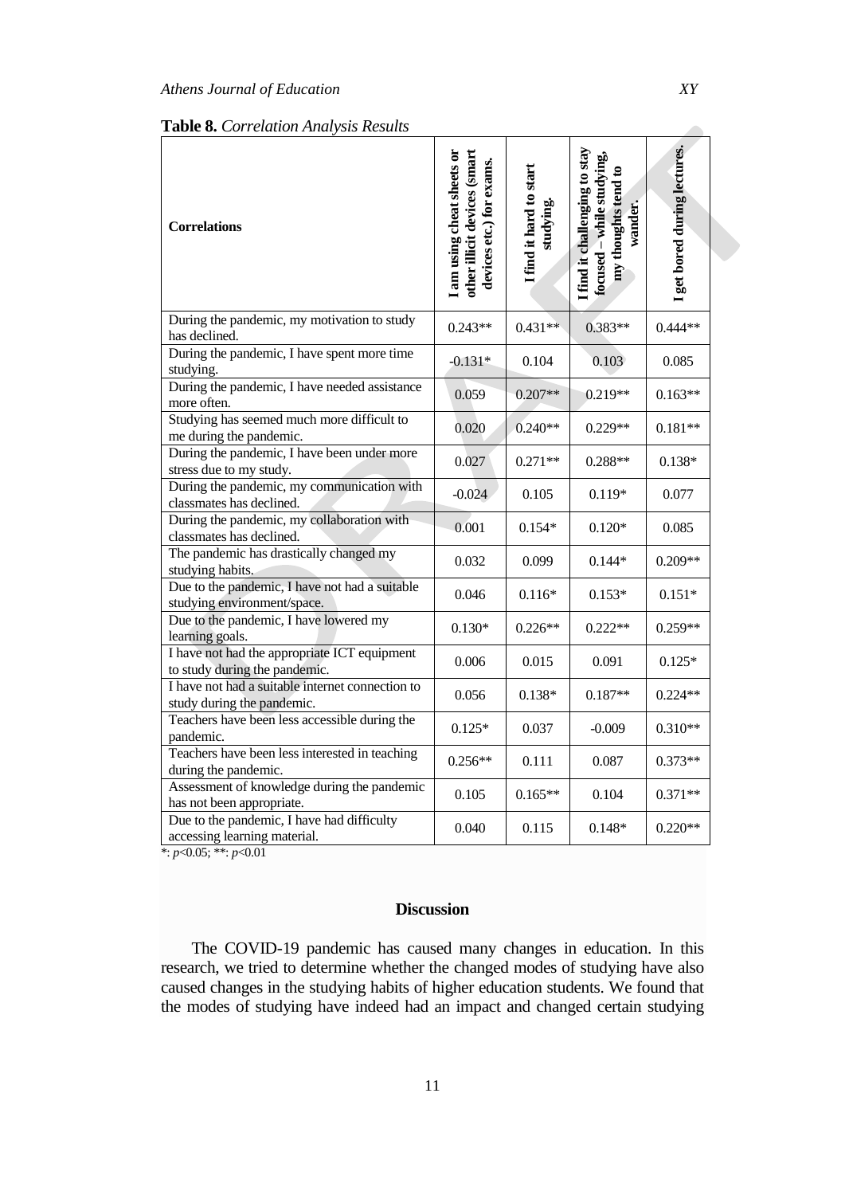**Table 8.** *Correlation Analysis Results*

| Correlations | I am using cheat sheets or other illicit devices (smart devices etc.) for exams. | I find it hard to start studying. | I find it challenging to stay focused – while studying, my thoughts tend to wander. | I get bored during lectures. |
|---|---|---|---|---|
| During the pandemic, my motivation to study has declined. | 0.243** | 0.431** | 0.383** | 0.444** |
| During the pandemic, I have spent more time studying. | -0.131* | 0.104 | 0.103 | 0.085 |
| During the pandemic, I have needed assistance more often. | 0.059 | 0.207** | 0.219** | 0.163** |
| Studying has seemed much more difficult to me during the pandemic. | 0.020 | 0.240** | 0.229** | 0.181** |
| During the pandemic, I have been under more stress due to my study. | 0.027 | 0.271** | 0.288** | 0.138* |
| During the pandemic, my communication with classmates has declined. | -0.024 | 0.105 | 0.119* | 0.077 |
| During the pandemic, my collaboration with classmates has declined. | 0.001 | 0.154* | 0.120* | 0.085 |
| The pandemic has drastically changed my studying habits. | 0.032 | 0.099 | 0.144* | 0.209** |
| Due to the pandemic, I have not had a suitable studying environment/space. | 0.046 | 0.116* | 0.153* | 0.151* |
| Due to the pandemic, I have lowered my learning goals. | 0.130* | 0.226** | 0.222** | 0.259** |
| I have not had the appropriate ICT equipment to study during the pandemic. | 0.006 | 0.015 | 0.091 | 0.125* |
| I have not had a suitable internet connection to study during the pandemic. | 0.056 | 0.138* | 0.187** | 0.224** |
| Teachers have been less accessible during the pandemic. | 0.125* | 0.037 | -0.009 | 0.310** |
| Teachers have been less interested in teaching during the pandemic. | 0.256** | 0.111 | 0.087 | 0.373** |
| Assessment of knowledge during the pandemic has not been appropriate. | 0.105 | 0.165** | 0.104 | 0.371** |
| Due to the pandemic, I have had difficulty accessing learning material. | 0.040 | 0.115 | 0.148* | 0.220** |

*: $p<0.05$; **: $p<0.01$

## Discussion

The COVID-19 pandemic has caused many changes in education. In this research, we tried to determine whether the changed modes of studying have also caused changes in the studying habits of higher education students. We found that the modes of studying have indeed had an impact and changed certain studying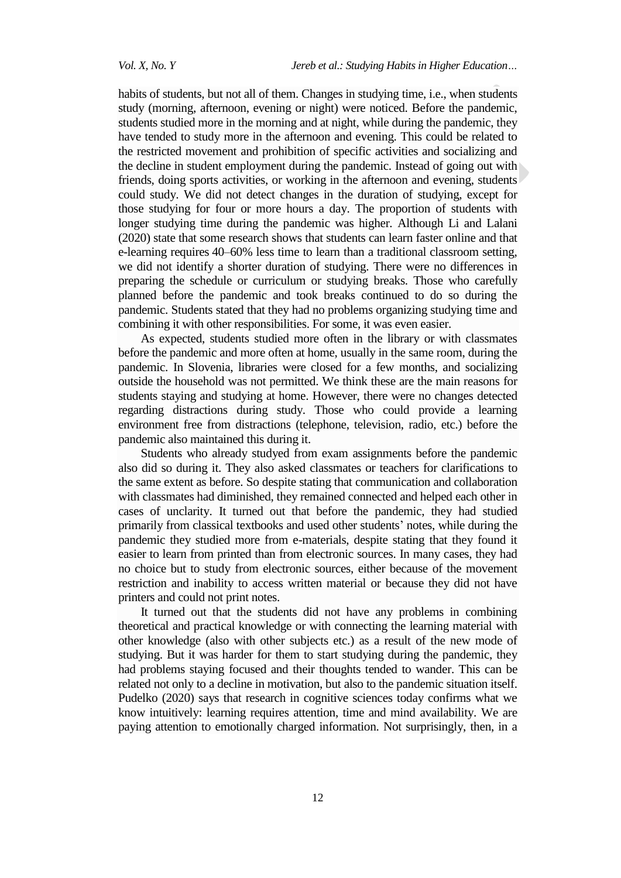habits of students, but not all of them. Changes in studying time, i.e., when students study (morning, afternoon, evening or night) were noticed. Before the pandemic, students studied more in the morning and at night, while during the pandemic, they have tended to study more in the afternoon and evening. This could be related to the restricted movement and prohibition of specific activities and socializing and the decline in student employment during the pandemic. Instead of going out with friends, doing sports activities, or working in the afternoon and evening, students could study. We did not detect changes in the duration of studying, except for those studying for four or more hours a day. The proportion of students with longer studying time during the pandemic was higher. Although Li and Lalani (2020) state that some research shows that students can learn faster online and that e-learning requires 40–60% less time to learn than a traditional classroom setting, we did not identify a shorter duration of studying. There were no differences in preparing the schedule or curriculum or studying breaks. Those who carefully planned before the pandemic and took breaks continued to do so during the pandemic. Students stated that they had no problems organizing studying time and combining it with other responsibilities. For some, it was even easier.

As expected, students studied more often in the library or with classmates before the pandemic and more often at home, usually in the same room, during the pandemic. In Slovenia, libraries were closed for a few months, and socializing outside the household was not permitted. We think these are the main reasons for students staying and studying at home. However, there were no changes detected regarding distractions during study. Those who could provide a learning environment free from distractions (telephone, television, radio, etc.) before the pandemic also maintained this during it.

Students who already studyed from exam assignments before the pandemic also did so during it. They also asked classmates or teachers for clarifications to the same extent as before. So despite stating that communication and collaboration with classmates had diminished, they remained connected and helped each other in cases of unclarity. It turned out that before the pandemic, they had studied primarily from classical textbooks and used other students' notes, while during the pandemic they studied more from e-materials, despite stating that they found it easier to learn from printed than from electronic sources. In many cases, they had no choice but to study from electronic sources, either because of the movement restriction and inability to access written material or because they did not have printers and could not print notes.

It turned out that the students did not have any problems in combining theoretical and practical knowledge or with connecting the learning material with other knowledge (also with other subjects etc.) as a result of the new mode of studying. But it was harder for them to start studying during the pandemic, they had problems staying focused and their thoughts tended to wander. This can be related not only to a decline in motivation, but also to the pandemic situation itself. Pudelko (2020) says that research in cognitive sciences today confirms what we know intuitively: learning requires attention, time and mind availability. We are paying attention to emotionally charged information. Not surprisingly, then, in a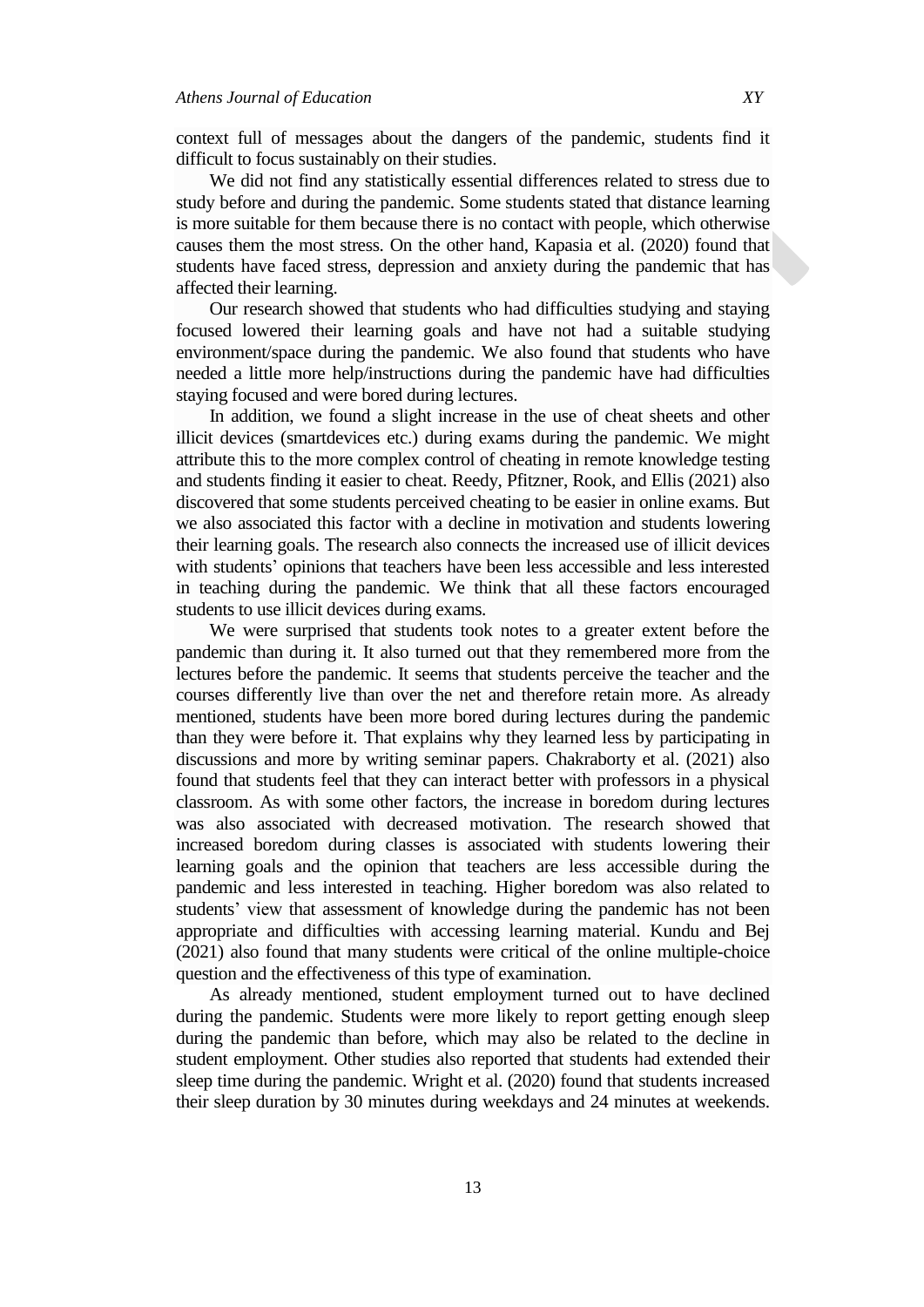context full of messages about the dangers of the pandemic, students find it difficult to focus sustainably on their studies.

We did not find any statistically essential differences related to stress due to study before and during the pandemic. Some students stated that distance learning is more suitable for them because there is no contact with people, which otherwise causes them the most stress. On the other hand, Kapasia et al. (2020) found that students have faced stress, depression and anxiety during the pandemic that has affected their learning.

Our research showed that students who had difficulties studying and staying focused lowered their learning goals and have not had a suitable studying environment/space during the pandemic. We also found that students who have needed a little more help/instructions during the pandemic have had difficulties staying focused and were bored during lectures.

In addition, we found a slight increase in the use of cheat sheets and other illicit devices (smartdevices etc.) during exams during the pandemic. We might attribute this to the more complex control of cheating in remote knowledge testing and students finding it easier to cheat. Reedy, Pfitzner, Rook, and Ellis (2021) also discovered that some students perceived cheating to be easier in online exams. But we also associated this factor with a decline in motivation and students lowering their learning goals. The research also connects the increased use of illicit devices with students' opinions that teachers have been less accessible and less interested in teaching during the pandemic. We think that all these factors encouraged students to use illicit devices during exams.

We were surprised that students took notes to a greater extent before the pandemic than during it. It also turned out that they remembered more from the lectures before the pandemic. It seems that students perceive the teacher and the courses differently live than over the net and therefore retain more. As already mentioned, students have been more bored during lectures during the pandemic than they were before it. That explains why they learned less by participating in discussions and more by writing seminar papers. Chakraborty et al. (2021) also found that students feel that they can interact better with professors in a physical classroom. As with some other factors, the increase in boredom during lectures was also associated with decreased motivation. The research showed that increased boredom during classes is associated with students lowering their learning goals and the opinion that teachers are less accessible during the pandemic and less interested in teaching. Higher boredom was also related to students' view that assessment of knowledge during the pandemic has not been appropriate and difficulties with accessing learning material. Kundu and Bej (2021) also found that many students were critical of the online multiple-choice question and the effectiveness of this type of examination.

As already mentioned, student employment turned out to have declined during the pandemic. Students were more likely to report getting enough sleep during the pandemic than before, which may also be related to the decline in student employment. Other studies also reported that students had extended their sleep time during the pandemic. Wright et al. (2020) found that students increased their sleep duration by 30 minutes during weekdays and 24 minutes at weekends.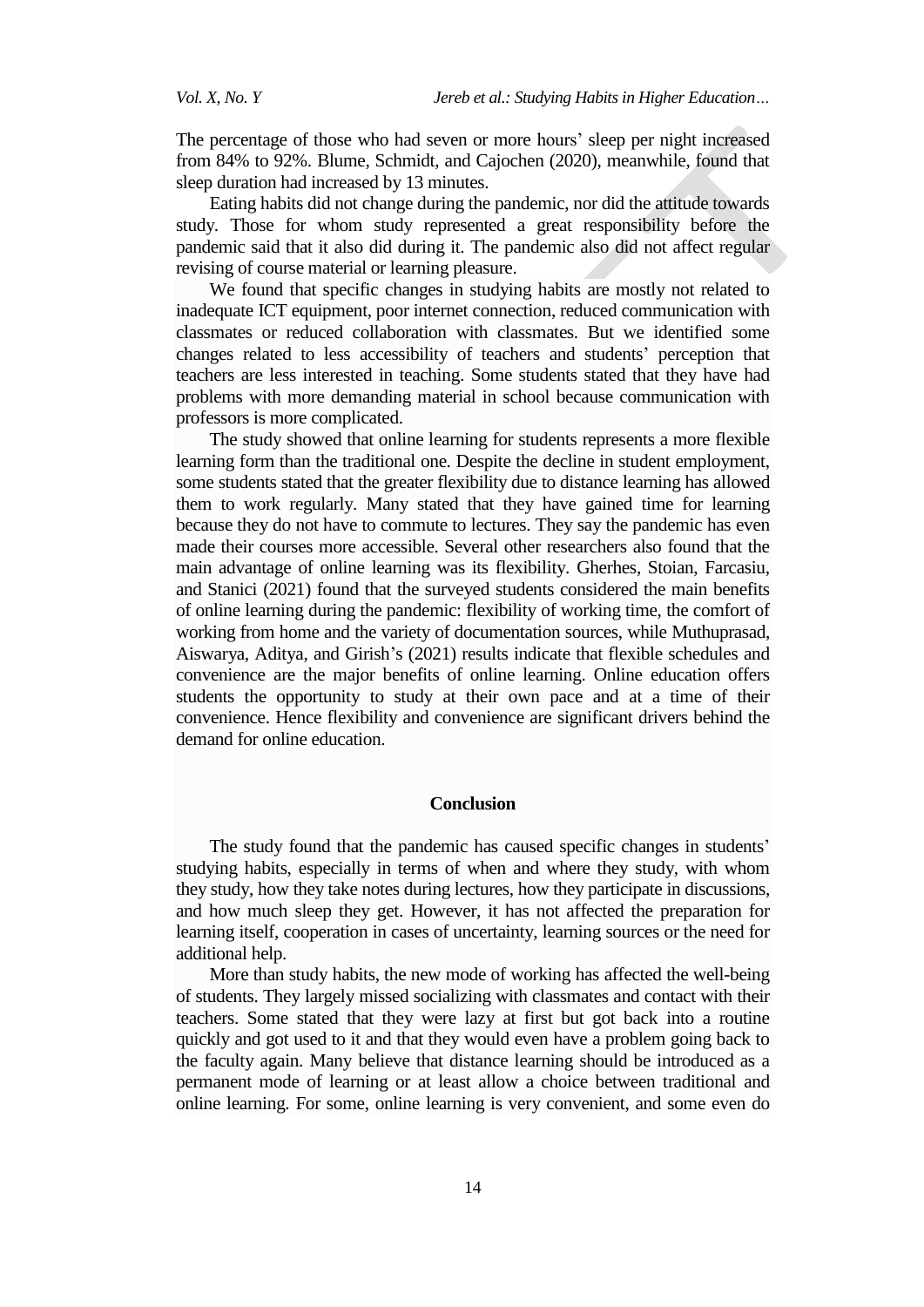The percentage of those who had seven or more hours' sleep per night increased from 84% to 92%. Blume, Schmidt, and Cajochen (2020), meanwhile, found that sleep duration had increased by 13 minutes.

Eating habits did not change during the pandemic, nor did the attitude towards study. Those for whom study represented a great responsibility before the pandemic said that it also did during it. The pandemic also did not affect regular revising of course material or learning pleasure.

We found that specific changes in studying habits are mostly not related to inadequate ICT equipment, poor internet connection, reduced communication with classmates or reduced collaboration with classmates. But we identified some changes related to less accessibility of teachers and students' perception that teachers are less interested in teaching. Some students stated that they have had problems with more demanding material in school because communication with professors is more complicated.

The study showed that online learning for students represents a more flexible learning form than the traditional one. Despite the decline in student employment, some students stated that the greater flexibility due to distance learning has allowed them to work regularly. Many stated that they have gained time for learning because they do not have to commute to lectures. They say the pandemic has even made their courses more accessible. Several other researchers also found that the main advantage of online learning was its flexibility. Gherhes, Stoian, Farcasiu, and Stanici (2021) found that the surveyed students considered the main benefits of online learning during the pandemic: flexibility of working time, the comfort of working from home and the variety of documentation sources, while Muthuprasad, Aiswarya, Aditya, and Girish's (2021) results indicate that flexible schedules and convenience are the major benefits of online learning. Online education offers students the opportunity to study at their own pace and at a time of their convenience. Hence flexibility and convenience are significant drivers behind the demand for online education.

## Conclusion

The study found that the pandemic has caused specific changes in students' studying habits, especially in terms of when and where they study, with whom they study, how they take notes during lectures, how they participate in discussions, and how much sleep they get. However, it has not affected the preparation for learning itself, cooperation in cases of uncertainty, learning sources or the need for additional help.

More than study habits, the new mode of working has affected the well-being of students. They largely missed socializing with classmates and contact with their teachers. Some stated that they were lazy at first but got back into a routine quickly and got used to it and that they would even have a problem going back to the faculty again. Many believe that distance learning should be introduced as a permanent mode of learning or at least allow a choice between traditional and online learning. For some, online learning is very convenient, and some even do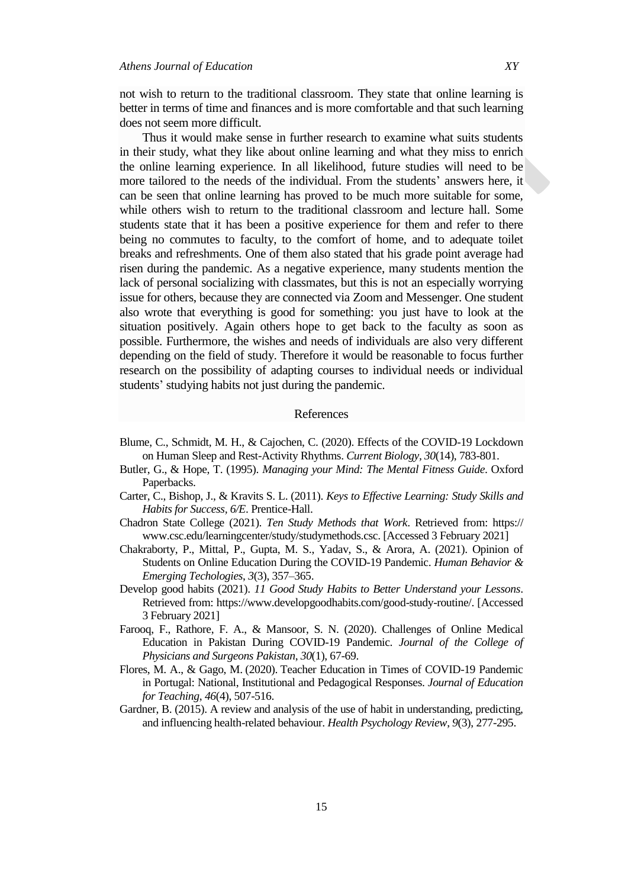not wish to return to the traditional classroom. They state that online learning is better in terms of time and finances and is more comfortable and that such learning does not seem more difficult.

Thus it would make sense in further research to examine what suits students in their study, what they like about online learning and what they miss to enrich the online learning experience. In all likelihood, future studies will need to be more tailored to the needs of the individual. From the students' answers here, it can be seen that online learning has proved to be much more suitable for some, while others wish to return to the traditional classroom and lecture hall. Some students state that it has been a positive experience for them and refer to there being no commutes to faculty, to the comfort of home, and to adequate toilet breaks and refreshments. One of them also stated that his grade point average had risen during the pandemic. As a negative experience, many students mention the lack of personal socializing with classmates, but this is not an especially worrying issue for others, because they are connected via Zoom and Messenger. One student also wrote that everything is good for something: you just have to look at the situation positively. Again others hope to get back to the faculty as soon as possible. Furthermore, the wishes and needs of individuals are also very different depending on the field of study. Therefore it would be reasonable to focus further research on the possibility of adapting courses to individual needs or individual students' studying habits not just during the pandemic.

## References

Blume, C., Schmidt, M. H., & Cajochen, C. (2020). Effects of the COVID-19 Lockdown on Human Sleep and Rest-Activity Rhythms. *Current Biology, 30*(14), 783-801.

Butler, G., & Hope, T. (1995). *Managing your Mind: The Mental Fitness Guide*. Oxford Paperbacks.

Carter, C., Bishop, J., & Kravits S. L. (2011). *Keys to Effective Learning: Study Skills and Habits for Success, 6/E*. Prentice-Hall.

Chadron State College (2021). *Ten Study Methods that Work*. Retrieved from: https://www.csc.edu/learningcenter/study/studymethods.csc. [Accessed 3 February 2021]

Chakraborty, P., Mittal, P., Gupta, M. S., Yadav, S., & Arora, A. (2021). Opinion of Students on Online Education During the COVID-19 Pandemic. *Human Behavior & Emerging Techologies, 3*(3), 357–365.

Develop good habits (2021). *11 Good Study Habits to Better Understand your Lessons*. Retrieved from: https://www.developgoodhabits.com/good-study-routine/. [Accessed 3 February 2021]

Farooq, F., Rathore, F. A., & Mansoor, S. N. (2020). Challenges of Online Medical Education in Pakistan During COVID-19 Pandemic. *Journal of the College of Physicians and Surgeons Pakistan, 30*(1), 67-69.

Flores, M. A., & Gago, M. (2020). Teacher Education in Times of COVID-19 Pandemic in Portugal: National, Institutional and Pedagogical Responses. *Journal of Education for Teaching, 46*(4), 507-516.

Gardner, B. (2015). A review and analysis of the use of habit in understanding, predicting, and influencing health-related behaviour. *Health Psychology Review, 9*(3), 277-295.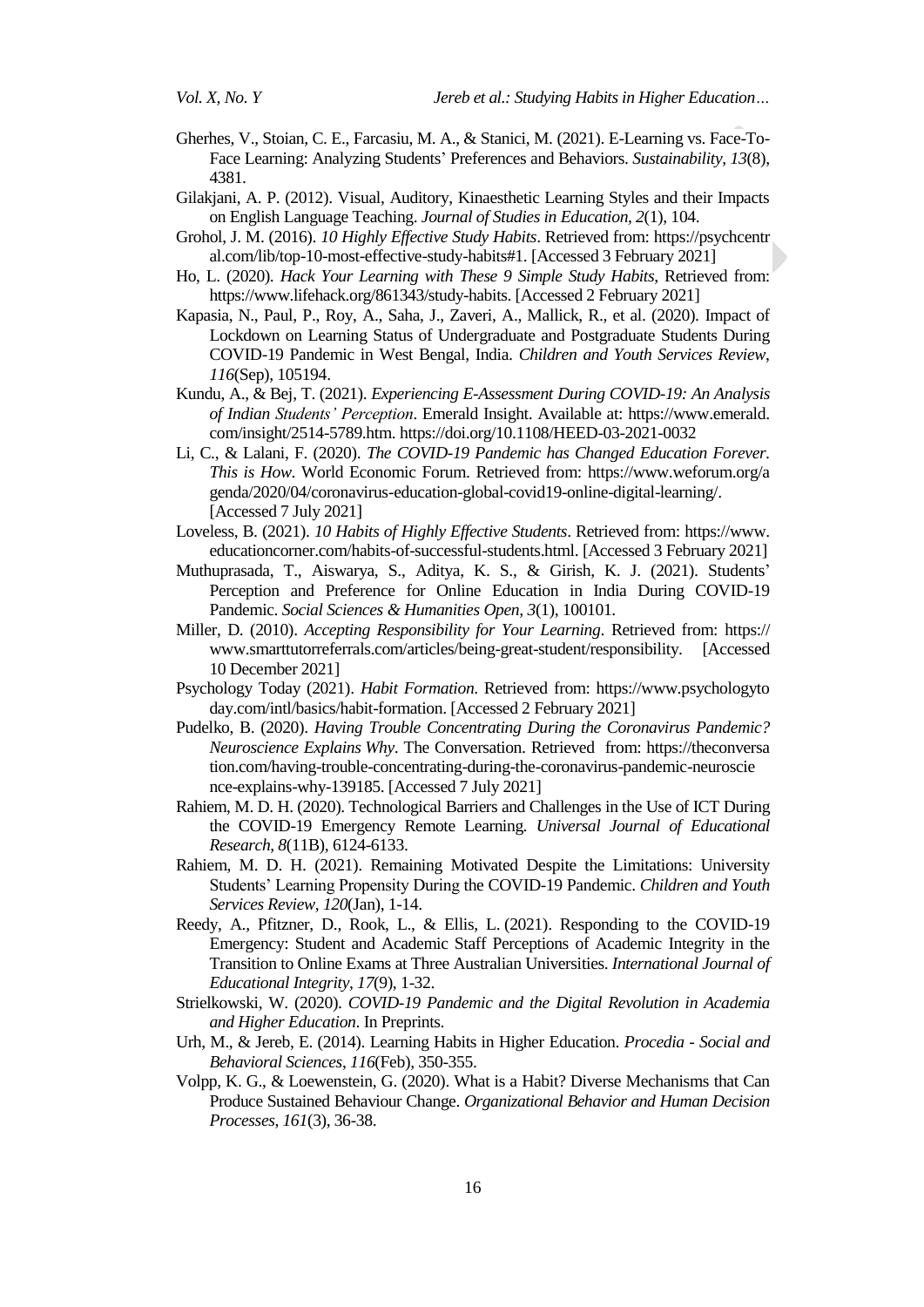Gherhes, V., Stoian, C. E., Farcasiu, M. A., & Stanici, M. (2021). E-Learning vs. Face-To-Face Learning: Analyzing Students' Preferences and Behaviors. *Sustainability*, *13*(8), 4381.

Gilakjani, A. P. (2012). Visual, Auditory, Kinaesthetic Learning Styles and their Impacts on English Language Teaching. *Journal of Studies in Education, 2*(1), 104.

Grohol, J. M. (2016). *10 Highly Effective Study Habits*. Retrieved from: https://psychcentral.com/lib/top-10-most-effective-study-habits#1. [Accessed 3 February 2021]

Ho, L. (2020). *Hack Your Learning with These 9 Simple Study Habits*, Retrieved from: https://www.lifehack.org/861343/study-habits. [Accessed 2 February 2021]

Kapasia, N., Paul, P., Roy, A., Saha, J., Zaveri, A., Mallick, R., et al. (2020). Impact of Lockdown on Learning Status of Undergraduate and Postgraduate Students During COVID-19 Pandemic in West Bengal, India. *Children and Youth Services Review, 116*(Sep), 105194.

Kundu, A., & Bej, T. (2021). *Experiencing E-Assessment During COVID-19: An Analysis of Indian Students' Perception*. Emerald Insight. Available at: https://www.emerald.com/insight/2514-5789.htm. https://doi.org/10.1108/HEED-03-2021-0032

Li, C., & Lalani, F. (2020). *The COVID-19 Pandemic has Changed Education Forever. This is How*. World Economic Forum. Retrieved from: https://www.weforum.org/agenda/2020/04/coronavirus-education-global-covid19-online-digital-learning/. [Accessed 7 July 2021]

Loveless, B. (2021). *10 Habits of Highly Effective Students*. Retrieved from: https://www.educationcorner.com/habits-of-successful-students.html. [Accessed 3 February 2021]

Muthuprasada, T., Aiswarya, S., Aditya, K. S., & Girish, K. J. (2021). Students' Perception and Preference for Online Education in India During COVID-19 Pandemic. *Social Sciences & Humanities Open, 3*(1), 100101.

Miller, D. (2010). *Accepting Responsibility for Your Learning*. Retrieved from: https://www.smarttutorreferrals.com/articles/being-great-student/responsibility. [Accessed 10 December 2021]

Psychology Today (2021). *Habit Formation*. Retrieved from: https://www.psychologytoday.com/intl/basics/habit-formation. [Accessed 2 February 2021]

Pudelko, B. (2020). *Having Trouble Concentrating During the Coronavirus Pandemic? Neuroscience Explains Why*. The Conversation. Retrieved from: https://theconversation.com/having-trouble-concentrating-during-the-coronavirus-pandemic-neuroscience-explains-why-139185. [Accessed 7 July 2021]

Rahiem, M. D. H. (2020). Technological Barriers and Challenges in the Use of ICT During the COVID-19 Emergency Remote Learning. *Universal Journal of Educational Research, 8*(11B), 6124-6133.

Rahiem, M. D. H. (2021). Remaining Motivated Despite the Limitations: University Students' Learning Propensity During the COVID-19 Pandemic. *Children and Youth Services Review, 120*(Jan), 1-14.

Reedy, A., Pfitzner, D., Rook, L., & Ellis, L. (2021). Responding to the COVID-19 Emergency: Student and Academic Staff Perceptions of Academic Integrity in the Transition to Online Exams at Three Australian Universities. *International Journal of Educational Integrity, 17*(9), 1-32.

Strielkowski, W. (2020). *COVID-19 Pandemic and the Digital Revolution in Academia and Higher Education*. In Preprints.

Urh, M., & Jereb, E. (2014). Learning Habits in Higher Education. *Procedia - Social and Behavioral Sciences*, *116*(Feb), 350-355.

Volpp, K. G., & Loewenstein, G. (2020). What is a Habit? Diverse Mechanisms that Can Produce Sustained Behaviour Change. *Organizational Behavior and Human Decision Processes*, *161*(3), 36-38.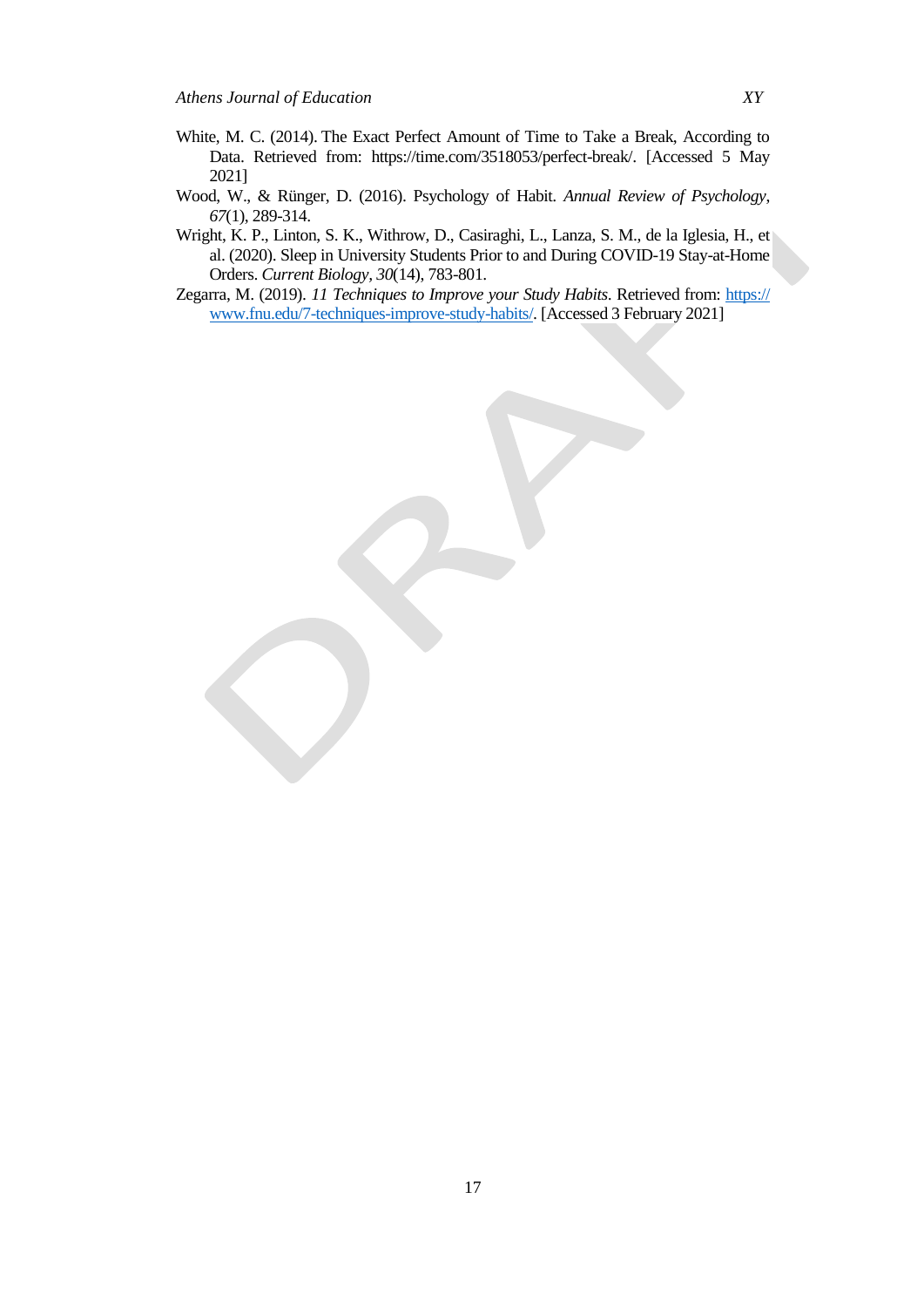White, M. C. (2014). The Exact Perfect Amount of Time to Take a Break, According to Data. Retrieved from: https://time.com/3518053/perfect-break/. [Accessed 5 May 2021]

Wood, W., & Rünger, D. (2016). Psychology of Habit. *Annual Review of Psychology*, *67*(1), 289-314.

Wright, K. P., Linton, S. K., Withrow, D., Casiraghi, L., Lanza, S. M., de la Iglesia, H., et al. (2020). Sleep in University Students Prior to and During COVID-19 Stay-at-Home Orders. *Current Biology*, *30*(14), 783-801.

Zegarra, M. (2019). *11 Techniques to Improve your Study Habits*. Retrieved from: https://www.fnu.edu/7-techniques-improve-study-habits/. [Accessed 3 February 2021]